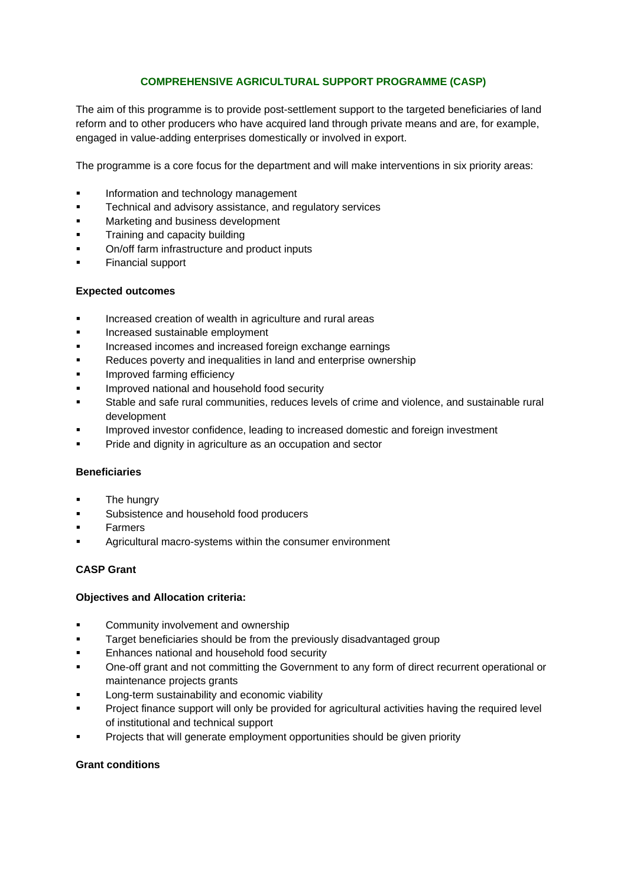# COMPREHENSIVE AGRICULTURAL SUPPORT PROGRAMME (CASP)

The aim of this programme is to provide post-settlement support to the targeted beneficiaries of land reform and to other producers who have acquired land through private means and are, for example, engaged in value-adding enterprises domestically or involved in export.

The programme is a core focus for the department and will make interventions in six priority areas:

- Information and technology management
- Technical and advisory assistance, and regulatory services
- Marketing and business development
- Training and capacity building
- On/off farm infrastructure and product inputs
- Financial support

**Expected outcomes**

- Increased creation of wealth in agriculture and rural areas
- Increased sustainable employment
- Increased incomes and increased foreign exchange earnings
- Reduces poverty and inequalities in land and enterprise ownership
- Improved farming efficiency
- Improved national and household food security
- Stable and safe rural communities, reduces levels of crime and violence, and sustainable rural development
- Improved investor confidence, leading to increased domestic and foreign investment
- Pride and dignity in agriculture as an occupation and sector

**Beneficiaries**

- The hungry
- Subsistence and household food producers
- Farmers
- Agricultural macro-systems within the consumer environment

**CASP Grant**

**Objectives and Allocation criteria:**

- Community involvement and ownership
- Target beneficiaries should be from the previously disadvantaged group
- Enhances national and household food security
- One-off grant and not committing the Government to any form of direct recurrent operational or maintenance projects grants
- Long-term sustainability and economic viability
- Project finance support will only be provided for agricultural activities having the required level of institutional and technical support
- Projects that will generate employment opportunities should be given priority

**Grant conditions**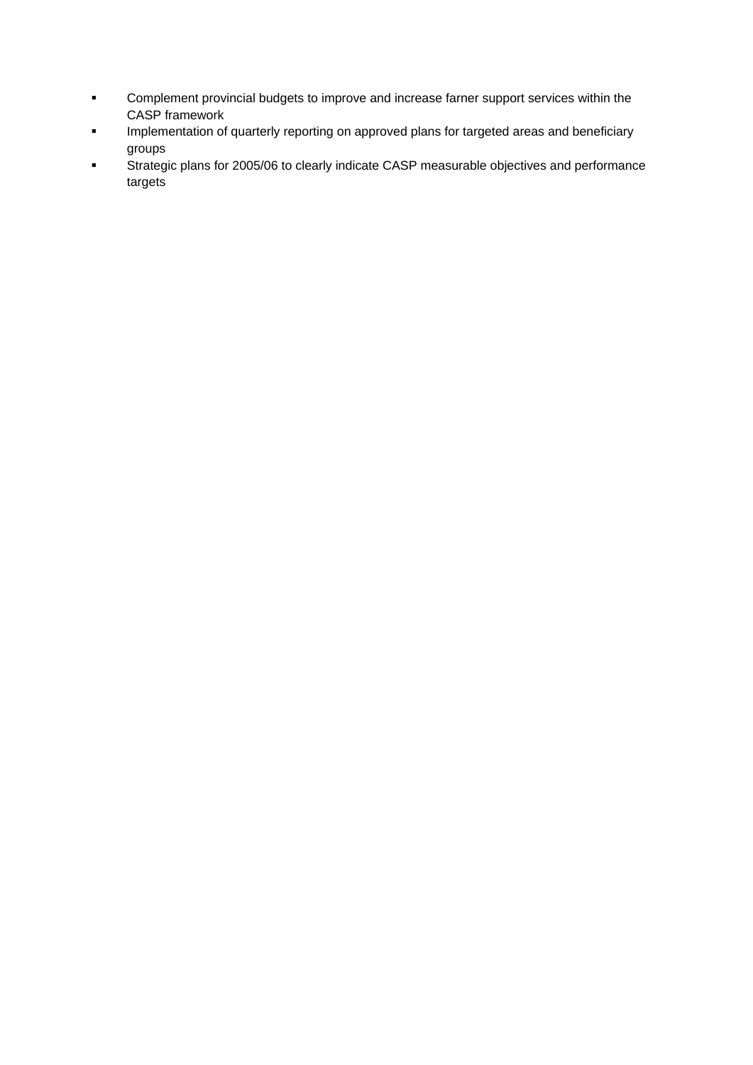- Complement provincial budgets to improve and increase farner support services within the CASP framework
- Implementation of quarterly reporting on approved plans for targeted areas and beneficiary groups
- Strategic plans for 2005/06 to clearly indicate CASP measurable objectives and performance targets